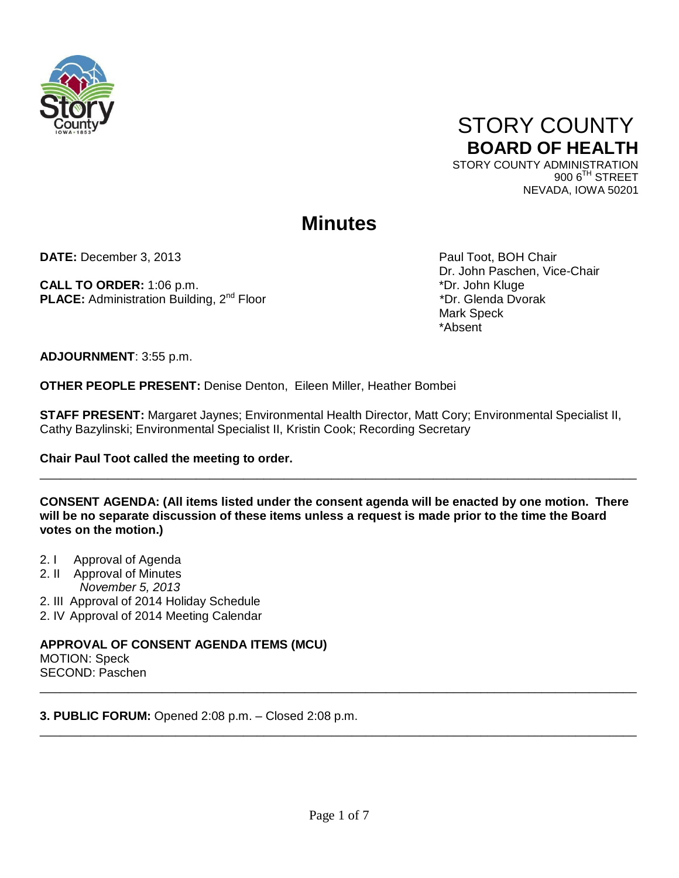# STORY COUNTY
## BOARD OF HEALTH

STORY COUNTY ADMINISTRATION
900 6TH STREET
NEVADA, IOWA 50201

# Minutes

**DATE:** December 3, 2013

**CALL TO ORDER:** 1:06 p.m.
**PLACE:** Administration Building, 2nd Floor

Paul Toot, BOH Chair
Dr. John Paschen, Vice-Chair
*Dr. John Kluge
*Dr. Glenda Dvorak
Mark Speck
*Absent

**ADJOURNMENT**: 3:55 p.m.

**OTHER PEOPLE PRESENT:** Denise Denton, Eileen Miller, Heather Bombei

**STAFF PRESENT:** Margaret Jaynes; Environmental Health Director, Matt Cory; Environmental Specialist II, Cathy Bazylinski; Environmental Specialist II, Kristin Cook; Recording Secretary

**Chair Paul Toot called the meeting to order.**

---

**CONSENT AGENDA: (All items listed under the consent agenda will be enacted by one motion. There will be no separate discussion of these items unless a request is made prior to the time the Board votes on the motion.)**

2. I Approval of Agenda
2. II Approval of Minutes
  *November 5, 2013*
2. III Approval of 2014 Holiday Schedule
2. IV Approval of 2014 Meeting Calendar

**APPROVAL OF CONSENT AGENDA ITEMS (MCU)**
MOTION: Speck
SECOND: Paschen

---

**3. PUBLIC FORUM:** Opened 2:08 p.m. – Closed 2:08 p.m.

---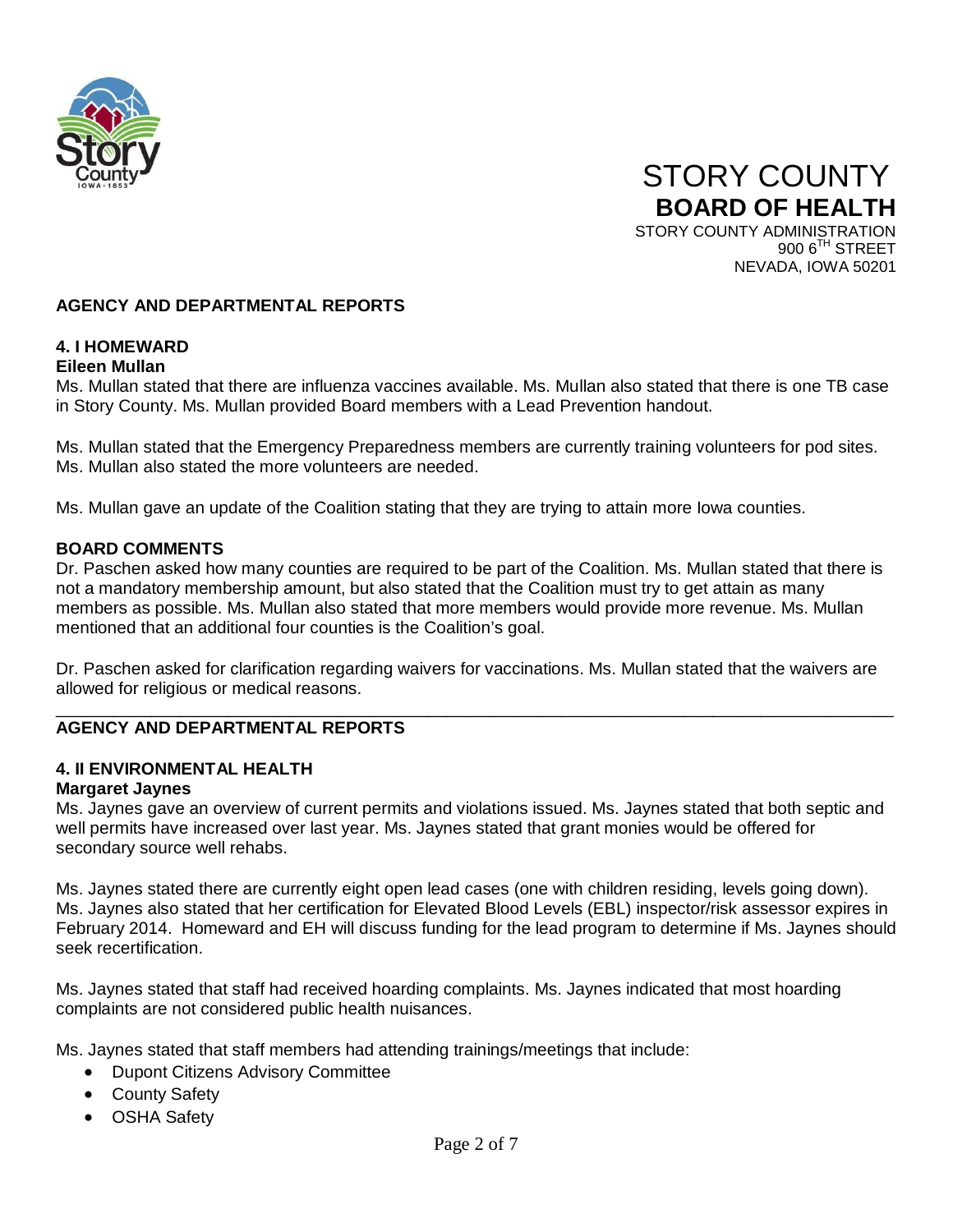# STORY COUNTY
## BOARD OF HEALTH

STORY COUNTY ADMINISTRATION
900 6TH STREET
NEVADA, IOWA 50201

**AGENCY AND DEPARTMENTAL REPORTS**

**4. I HOMEWARD**
**Eileen Mullan**
Ms. Mullan stated that there are influenza vaccines available. Ms. Mullan also stated that there is one TB case in Story County. Ms. Mullan provided Board members with a Lead Prevention handout.

Ms. Mullan stated that the Emergency Preparedness members are currently training volunteers for pod sites. Ms. Mullan also stated the more volunteers are needed.

Ms. Mullan gave an update of the Coalition stating that they are trying to attain more Iowa counties.

**BOARD COMMENTS**
Dr. Paschen asked how many counties are required to be part of the Coalition. Ms. Mullan stated that there is not a mandatory membership amount, but also stated that the Coalition must try to get attain as many members as possible. Ms. Mullan also stated that more members would provide more revenue. Ms. Mullan mentioned that an additional four counties is the Coalition's goal.

Dr. Paschen asked for clarification regarding waivers for vaccinations. Ms. Mullan stated that the waivers are allowed for religious or medical reasons.

---

**AGENCY AND DEPARTMENTAL REPORTS**

**4. II ENVIRONMENTAL HEALTH**
**Margaret Jaynes**
Ms. Jaynes gave an overview of current permits and violations issued. Ms. Jaynes stated that both septic and well permits have increased over last year. Ms. Jaynes stated that grant monies would be offered for secondary source well rehabs.

Ms. Jaynes stated there are currently eight open lead cases (one with children residing, levels going down). Ms. Jaynes also stated that her certification for Elevated Blood Levels (EBL) inspector/risk assessor expires in February 2014. Homeward and EH will discuss funding for the lead program to determine if Ms. Jaynes should seek recertification.

Ms. Jaynes stated that staff had received hoarding complaints. Ms. Jaynes indicated that most hoarding complaints are not considered public health nuisances.

Ms. Jaynes stated that staff members had attending trainings/meetings that include:

- Dupont Citizens Advisory Committee
- County Safety
- OSHA Safety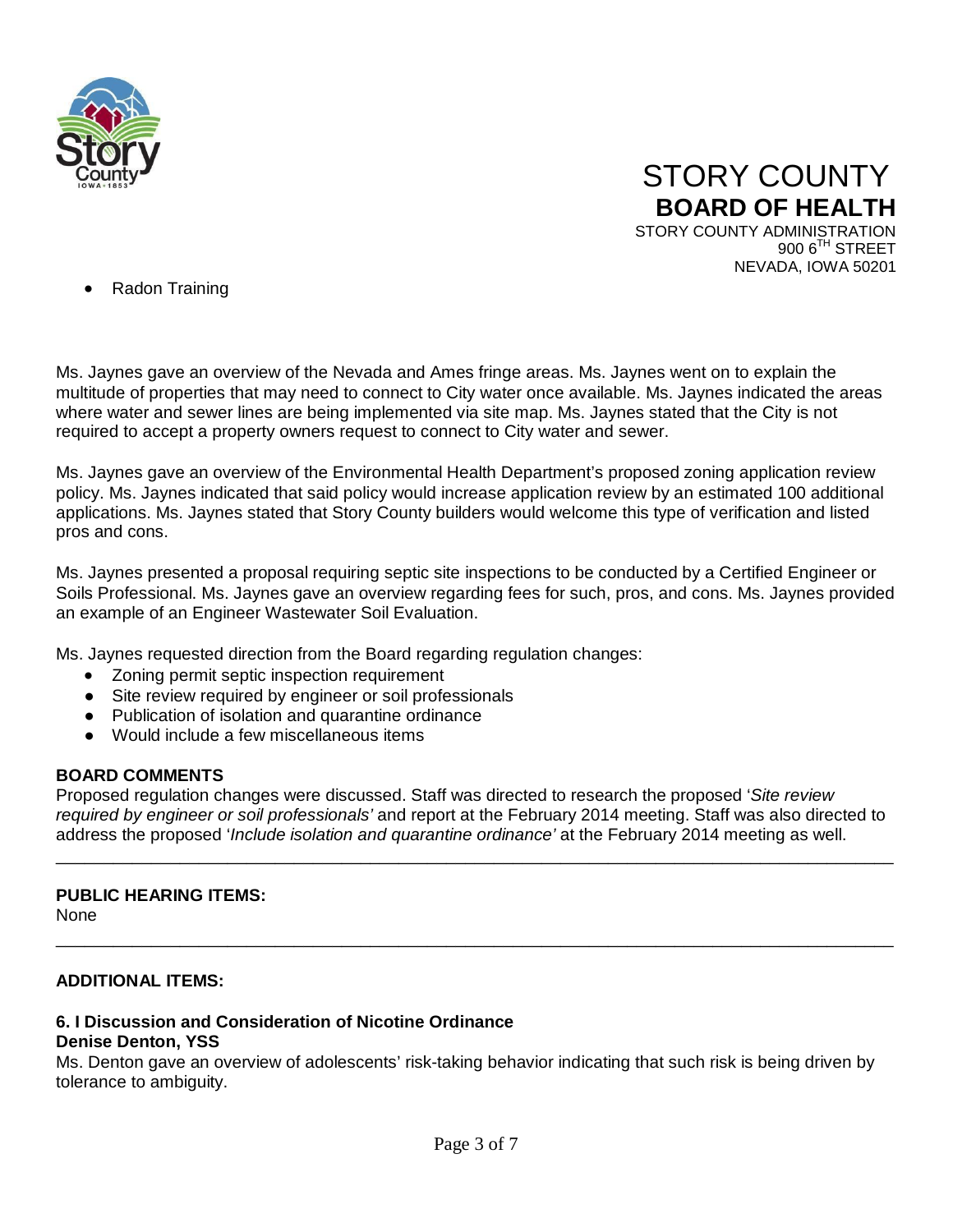- Radon Training

Ms. Jaynes gave an overview of the Nevada and Ames fringe areas. Ms. Jaynes went on to explain the multitude of properties that may need to connect to City water once available. Ms. Jaynes indicated the areas where water and sewer lines are being implemented via site map. Ms. Jaynes stated that the City is not required to accept a property owners request to connect to City water and sewer.

Ms. Jaynes gave an overview of the Environmental Health Department's proposed zoning application review policy. Ms. Jaynes indicated that said policy would increase application review by an estimated 100 additional applications. Ms. Jaynes stated that Story County builders would welcome this type of verification and listed pros and cons.

Ms. Jaynes presented a proposal requiring septic site inspections to be conducted by a Certified Engineer or Soils Professional. Ms. Jaynes gave an overview regarding fees for such, pros, and cons. Ms. Jaynes provided an example of an Engineer Wastewater Soil Evaluation.

Ms. Jaynes requested direction from the Board regarding regulation changes:

- Zoning permit septic inspection requirement
- Site review required by engineer or soil professionals
- Publication of isolation and quarantine ordinance
- Would include a few miscellaneous items

**BOARD COMMENTS**

Proposed regulation changes were discussed. Staff was directed to research the proposed '*Site review required by engineer or soil professionals'* and report at the February 2014 meeting. Staff was also directed to address the proposed '*Include isolation and quarantine ordinance'* at the February 2014 meeting as well.

---

**PUBLIC HEARING ITEMS:**

None

---

**ADDITIONAL ITEMS:**

**6. I Discussion and Consideration of Nicotine Ordinance**
**Denise Denton, YSS**

Ms. Denton gave an overview of adolescents' risk-taking behavior indicating that such risk is being driven by tolerance to ambiguity.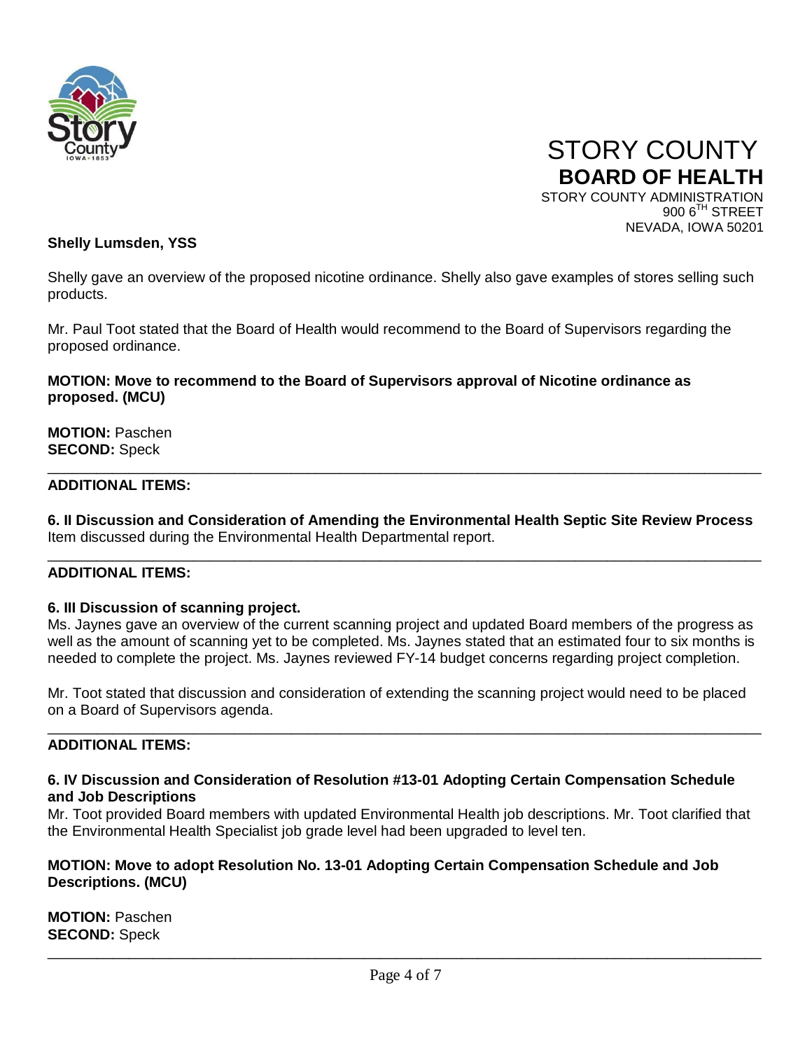STORY COUNTY
**BOARD OF HEALTH**
STORY COUNTY ADMINISTRATION
900 6TH STREET
NEVADA, IOWA 50201

**Shelly Lumsden, YSS**

Shelly gave an overview of the proposed nicotine ordinance. Shelly also gave examples of stores selling such products.

Mr. Paul Toot stated that the Board of Health would recommend to the Board of Supervisors regarding the proposed ordinance.

**MOTION: Move to recommend to the Board of Supervisors approval of Nicotine ordinance as proposed. (MCU)**

**MOTION:** Paschen
**SECOND:** Speck

---

**ADDITIONAL ITEMS:**

**6. II Discussion and Consideration of Amending the Environmental Health Septic Site Review Process**
Item discussed during the Environmental Health Departmental report.

---

**ADDITIONAL ITEMS:**

**6. III Discussion of scanning project.**
Ms. Jaynes gave an overview of the current scanning project and updated Board members of the progress as well as the amount of scanning yet to be completed. Ms. Jaynes stated that an estimated four to six months is needed to complete the project. Ms. Jaynes reviewed FY-14 budget concerns regarding project completion.

Mr. Toot stated that discussion and consideration of extending the scanning project would need to be placed on a Board of Supervisors agenda.

---

**ADDITIONAL ITEMS:**

**6. IV Discussion and Consideration of Resolution #13-01 Adopting Certain Compensation Schedule and Job Descriptions**
Mr. Toot provided Board members with updated Environmental Health job descriptions. Mr. Toot clarified that the Environmental Health Specialist job grade level had been upgraded to level ten.

**MOTION: Move to adopt Resolution No. 13-01 Adopting Certain Compensation Schedule and Job Descriptions. (MCU)**

**MOTION:** Paschen
**SECOND:** Speck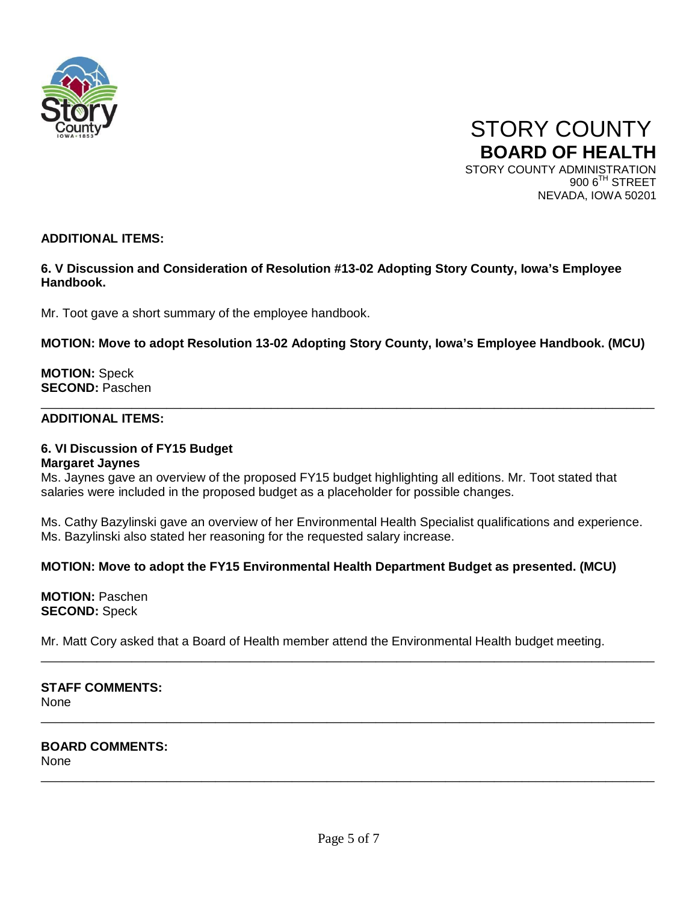# STORY COUNTY
## BOARD OF HEALTH
STORY COUNTY ADMINISTRATION
900 6TH STREET
NEVADA, IOWA 50201

**ADDITIONAL ITEMS:**

**6. V Discussion and Consideration of Resolution #13-02 Adopting Story County, Iowa's Employee Handbook.**

Mr. Toot gave a short summary of the employee handbook.

**MOTION: Move to adopt Resolution 13-02 Adopting Story County, Iowa's Employee Handbook. (MCU)**

**MOTION:** Speck
**SECOND:** Paschen

---

**ADDITIONAL ITEMS:**

**6. VI Discussion of FY15 Budget**
**Margaret Jaynes**

Ms. Jaynes gave an overview of the proposed FY15 budget highlighting all editions. Mr. Toot stated that salaries were included in the proposed budget as a placeholder for possible changes.

Ms. Cathy Bazylinski gave an overview of her Environmental Health Specialist qualifications and experience. Ms. Bazylinski also stated her reasoning for the requested salary increase.

**MOTION: Move to adopt the FY15 Environmental Health Department Budget as presented. (MCU)**

**MOTION:** Paschen
**SECOND:** Speck

Mr. Matt Cory asked that a Board of Health member attend the Environmental Health budget meeting.

---

**STAFF COMMENTS:**
None

---

**BOARD COMMENTS:**
None

---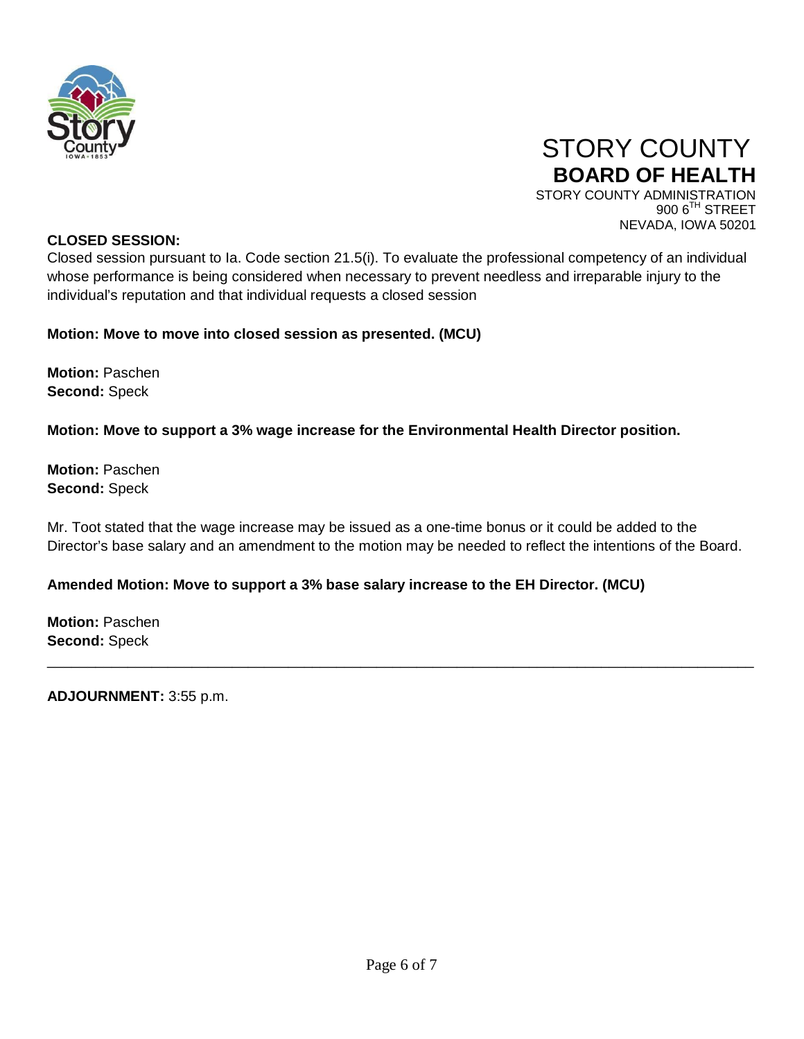# STORY COUNTY
## BOARD OF HEALTH

STORY COUNTY ADMINISTRATION
900 6TH STREET
NEVADA, IOWA 50201

**CLOSED SESSION:**

Closed session pursuant to Ia. Code section 21.5(i). To evaluate the professional competency of an individual whose performance is being considered when necessary to prevent needless and irreparable injury to the individual's reputation and that individual requests a closed session

**Motion: Move to move into closed session as presented. (MCU)**

**Motion:** Paschen
**Second:** Speck

**Motion: Move to support a 3% wage increase for the Environmental Health Director position.**

**Motion:** Paschen
**Second:** Speck

Mr. Toot stated that the wage increase may be issued as a one-time bonus or it could be added to the Director's base salary and an amendment to the motion may be needed to reflect the intentions of the Board.

**Amended Motion: Move to support a 3% base salary increase to the EH Director. (MCU)**

**Motion:** Paschen
**Second:** Speck

---

**ADJOURNMENT:** 3:55 p.m.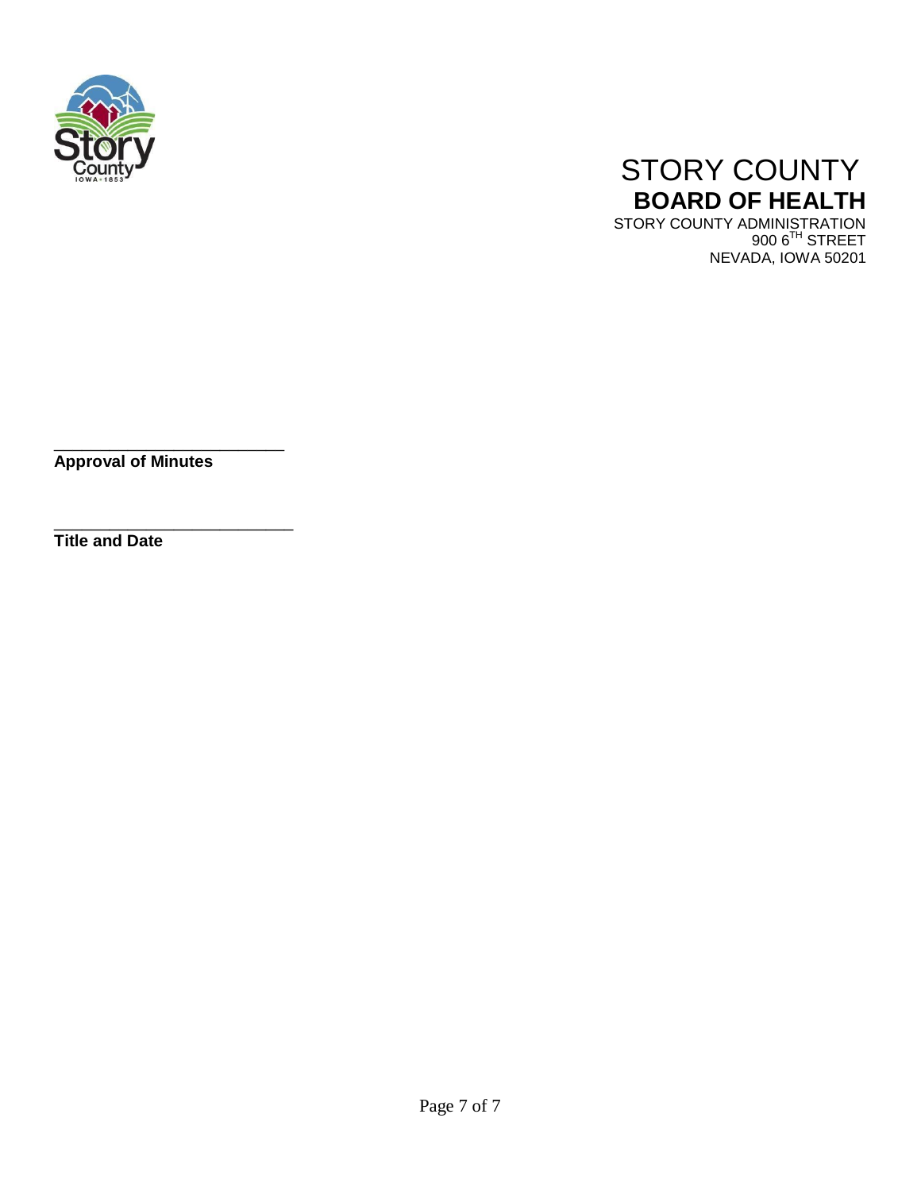# STORY COUNTY
## BOARD OF HEALTH

STORY COUNTY ADMINISTRATION
900 6TH STREET
NEVADA, IOWA 50201

___________________________
**Approval of Minutes**

____________________________
**Title and Date**